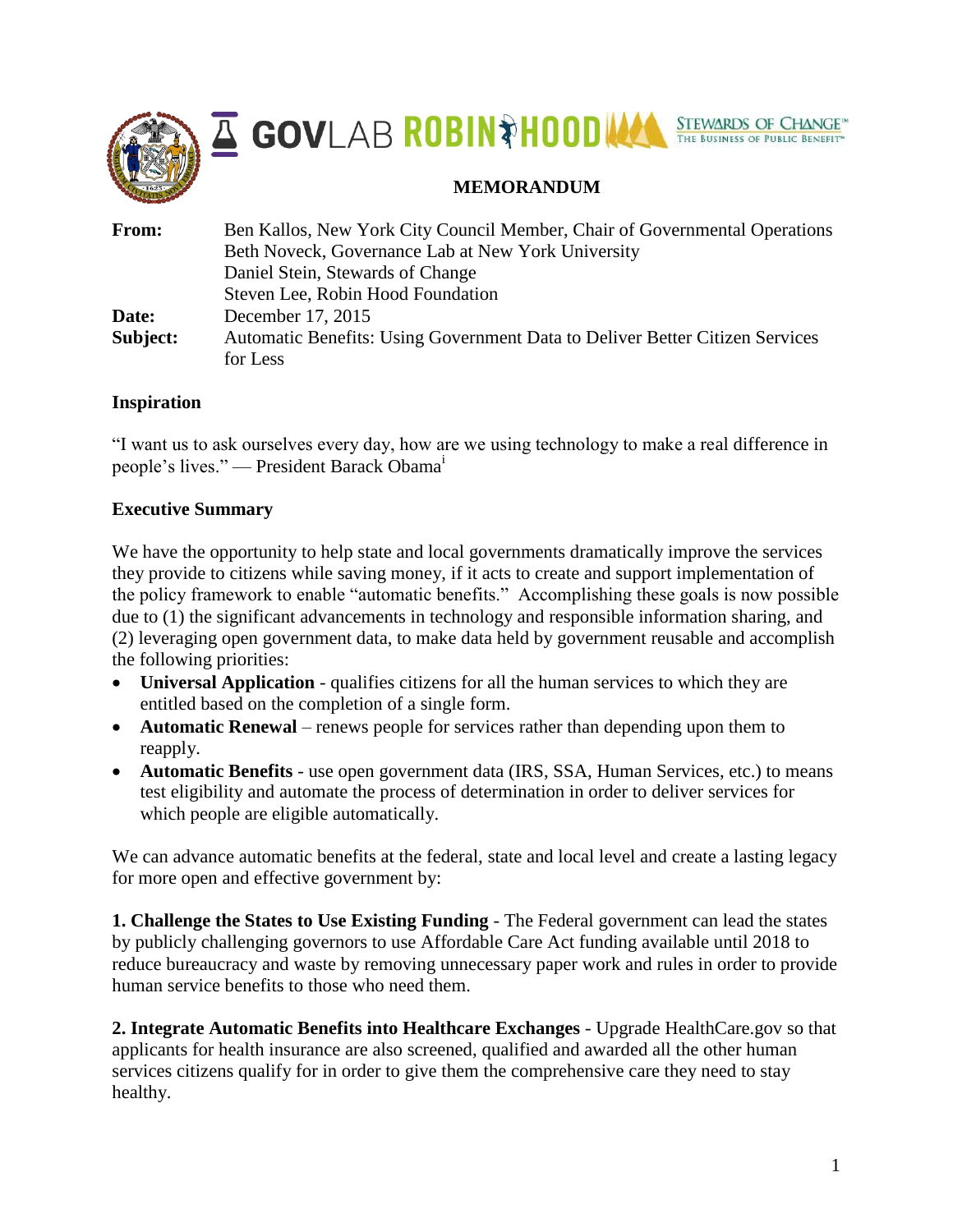# MEMORANDUM

**From:** Ben Kallos, New York City Council Member, Chair of Governmental Operations
Beth Noveck, Governance Lab at New York University
Daniel Stein, Stewards of Change
Steven Lee, Robin Hood Foundation

**Date:** December 17, 2015

**Subject:** Automatic Benefits: Using Government Data to Deliver Better Citizen Services for Less

## Inspiration

"I want us to ask ourselves every day, how are we using technology to make a real difference in people's lives." — President Barack Obama[i]

## Executive Summary

We have the opportunity to help state and local governments dramatically improve the services they provide to citizens while saving money, if it acts to create and support implementation of the policy framework to enable "automatic benefits." Accomplishing these goals is now possible due to (1) the significant advancements in technology and responsible information sharing, and (2) leveraging open government data, to make data held by government reusable and accomplish the following priorities:

- **Universal Application** - qualifies citizens for all the human services to which they are entitled based on the completion of a single form.
- **Automatic Renewal** – renews people for services rather than depending upon them to reapply.
- **Automatic Benefits** - use open government data (IRS, SSA, Human Services, etc.) to means test eligibility and automate the process of determination in order to deliver services for which people are eligible automatically.

We can advance automatic benefits at the federal, state and local level and create a lasting legacy for more open and effective government by:

**1. Challenge the States to Use Existing Funding** - The Federal government can lead the states by publicly challenging governors to use Affordable Care Act funding available until 2018 to reduce bureaucracy and waste by removing unnecessary paper work and rules in order to provide human service benefits to those who need them.

**2. Integrate Automatic Benefits into Healthcare Exchanges** - Upgrade HealthCare.gov so that applicants for health insurance are also screened, qualified and awarded all the other human services citizens qualify for in order to give them the comprehensive care they need to stay healthy.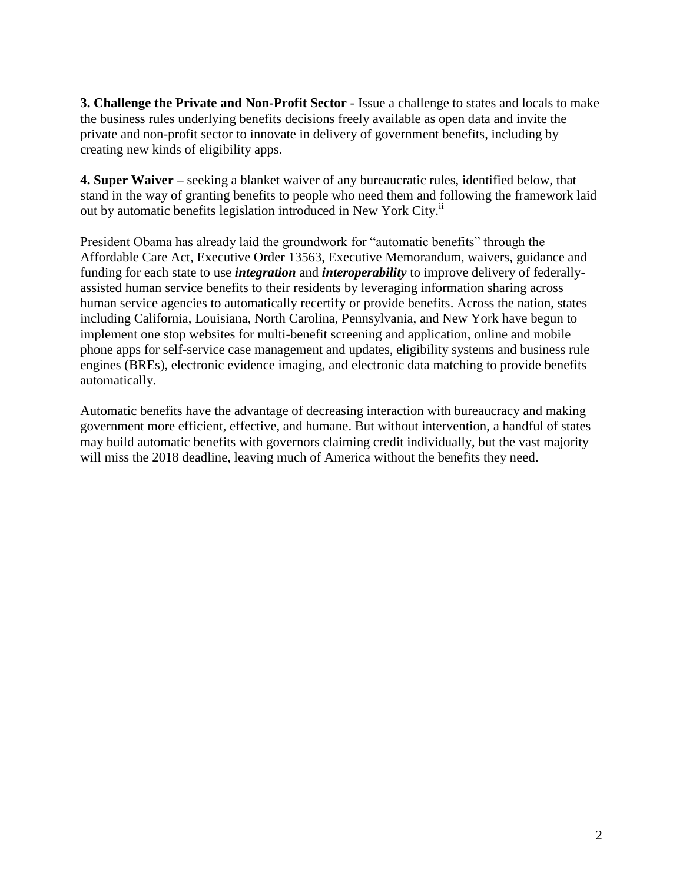**3. Challenge the Private and Non-Profit Sector** - Issue a challenge to states and locals to make the business rules underlying benefits decisions freely available as open data and invite the private and non-profit sector to innovate in delivery of government benefits, including by creating new kinds of eligibility apps.

**4. Super Waiver –** seeking a blanket waiver of any bureaucratic rules, identified below, that stand in the way of granting benefits to people who need them and following the framework laid out by automatic benefits legislation introduced in New York City.[ii]

President Obama has already laid the groundwork for "automatic benefits" through the Affordable Care Act, Executive Order 13563, Executive Memorandum, waivers, guidance and funding for each state to use ***integration*** and ***interoperability*** to improve delivery of federally-assisted human service benefits to their residents by leveraging information sharing across human service agencies to automatically recertify or provide benefits. Across the nation, states including California, Louisiana, North Carolina, Pennsylvania, and New York have begun to implement one stop websites for multi-benefit screening and application, online and mobile phone apps for self-service case management and updates, eligibility systems and business rule engines (BREs), electronic evidence imaging, and electronic data matching to provide benefits automatically.

Automatic benefits have the advantage of decreasing interaction with bureaucracy and making government more efficient, effective, and humane. But without intervention, a handful of states may build automatic benefits with governors claiming credit individually, but the vast majority will miss the 2018 deadline, leaving much of America without the benefits they need.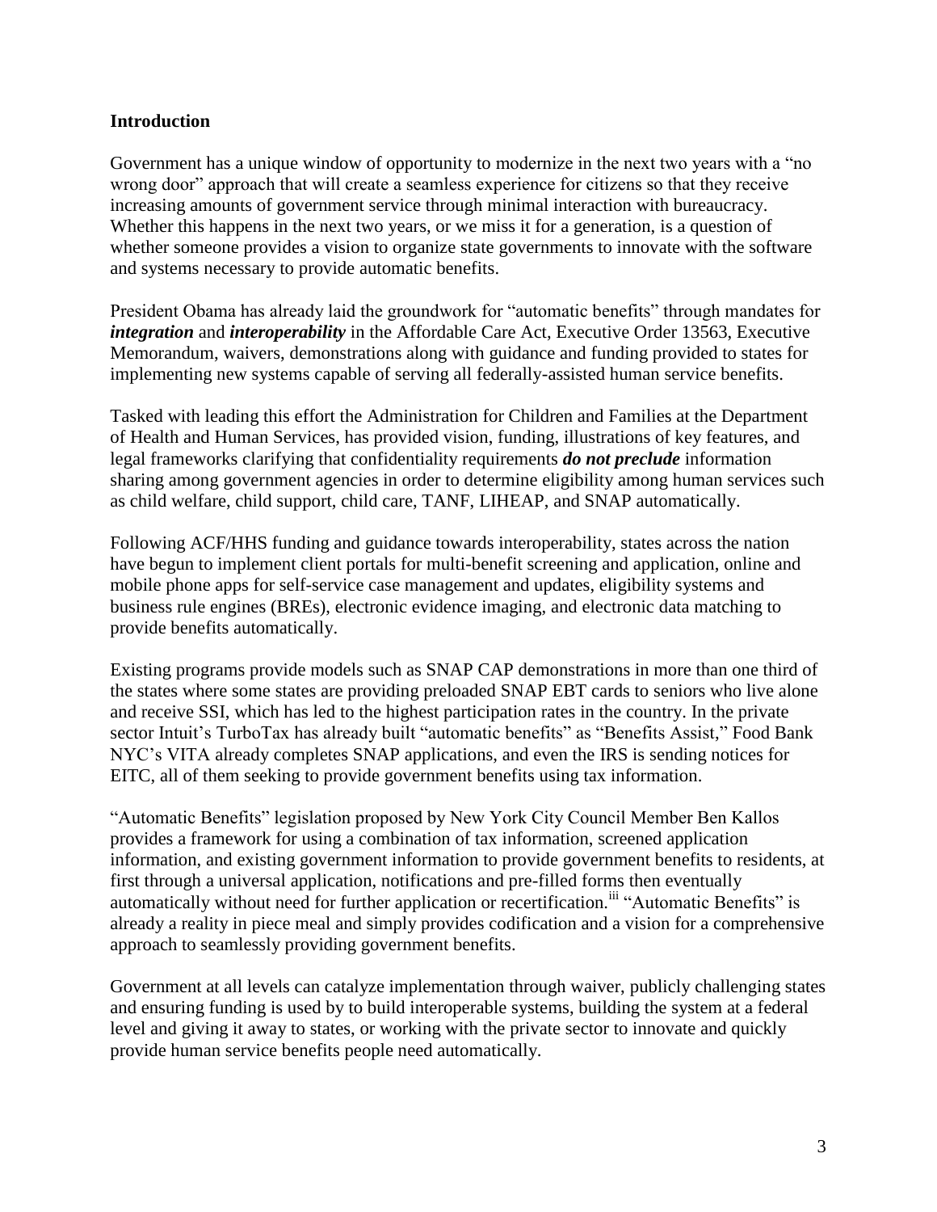## Introduction

Government has a unique window of opportunity to modernize in the next two years with a "no wrong door" approach that will create a seamless experience for citizens so that they receive increasing amounts of government service through minimal interaction with bureaucracy. Whether this happens in the next two years, or we miss it for a generation, is a question of whether someone provides a vision to organize state governments to innovate with the software and systems necessary to provide automatic benefits.

President Obama has already laid the groundwork for "automatic benefits" through mandates for ***integration*** and ***interoperability*** in the Affordable Care Act, Executive Order 13563, Executive Memorandum, waivers, demonstrations along with guidance and funding provided to states for implementing new systems capable of serving all federally-assisted human service benefits.

Tasked with leading this effort the Administration for Children and Families at the Department of Health and Human Services, has provided vision, funding, illustrations of key features, and legal frameworks clarifying that confidentiality requirements ***do not preclude*** information sharing among government agencies in order to determine eligibility among human services such as child welfare, child support, child care, TANF, LIHEAP, and SNAP automatically.

Following ACF/HHS funding and guidance towards interoperability, states across the nation have begun to implement client portals for multi-benefit screening and application, online and mobile phone apps for self-service case management and updates, eligibility systems and business rule engines (BREs), electronic evidence imaging, and electronic data matching to provide benefits automatically.

Existing programs provide models such as SNAP CAP demonstrations in more than one third of the states where some states are providing preloaded SNAP EBT cards to seniors who live alone and receive SSI, which has led to the highest participation rates in the country. In the private sector Intuit's TurboTax has already built "automatic benefits" as "Benefits Assist," Food Bank NYC's VITA already completes SNAP applications, and even the IRS is sending notices for EITC, all of them seeking to provide government benefits using tax information.

"Automatic Benefits" legislation proposed by New York City Council Member Ben Kallos provides a framework for using a combination of tax information, screened application information, and existing government information to provide government benefits to residents, at first through a universal application, notifications and pre-filled forms then eventually automatically without need for further application or recertification.[iii] "Automatic Benefits" is already a reality in piece meal and simply provides codification and a vision for a comprehensive approach to seamlessly providing government benefits.

Government at all levels can catalyze implementation through waiver, publicly challenging states and ensuring funding is used by to build interoperable systems, building the system at a federal level and giving it away to states, or working with the private sector to innovate and quickly provide human service benefits people need automatically.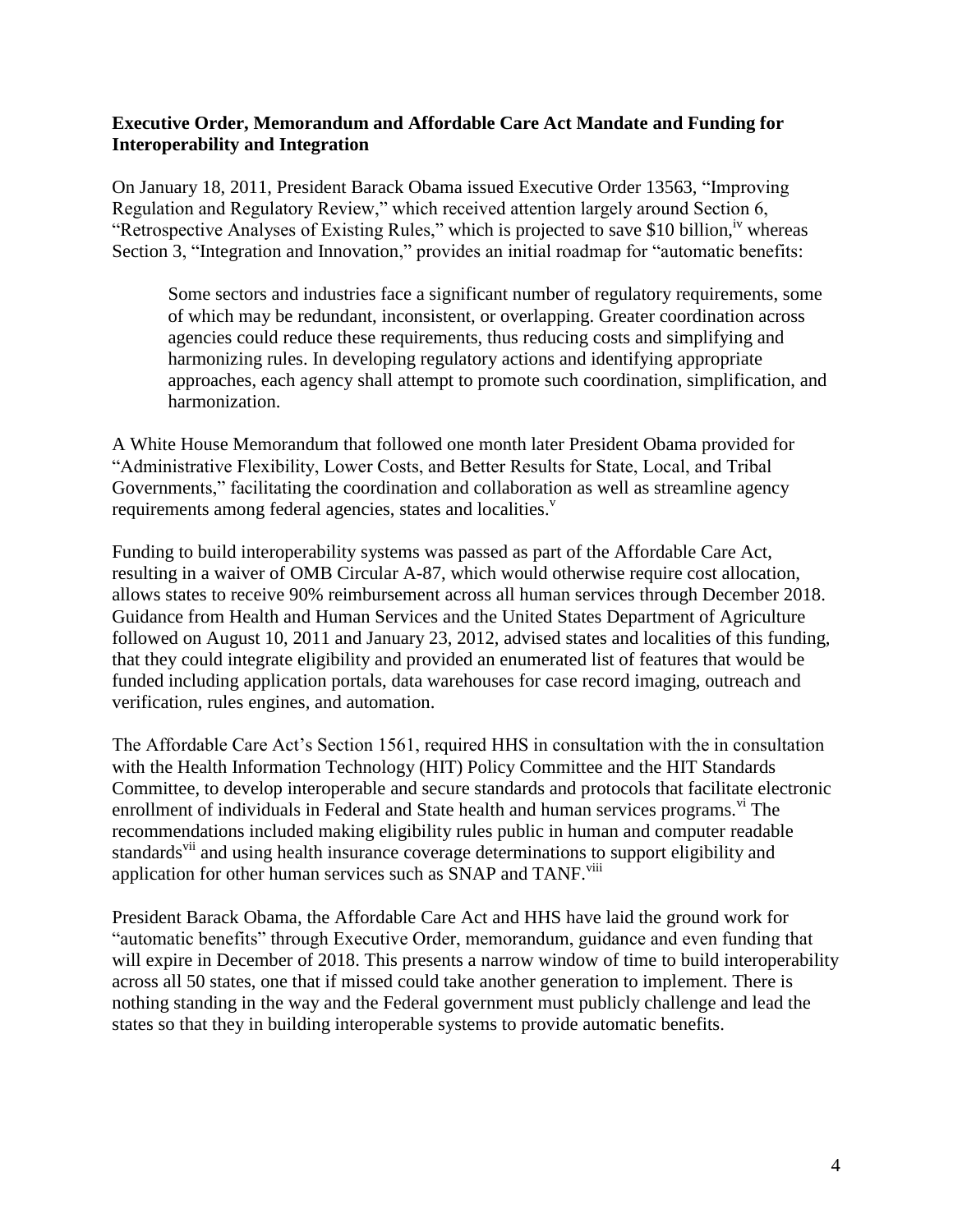**Executive Order, Memorandum and Affordable Care Act Mandate and Funding for Interoperability and Integration**

On January 18, 2011, President Barack Obama issued Executive Order 13563, "Improving Regulation and Regulatory Review," which received attention largely around Section 6, "Retrospective Analyses of Existing Rules," which is projected to save $10 billion,[iv] whereas Section 3, "Integration and Innovation," provides an initial roadmap for "automatic benefits:

> Some sectors and industries face a significant number of regulatory requirements, some of which may be redundant, inconsistent, or overlapping. Greater coordination across agencies could reduce these requirements, thus reducing costs and simplifying and harmonizing rules. In developing regulatory actions and identifying appropriate approaches, each agency shall attempt to promote such coordination, simplification, and harmonization.

A White House Memorandum that followed one month later President Obama provided for "Administrative Flexibility, Lower Costs, and Better Results for State, Local, and Tribal Governments," facilitating the coordination and collaboration as well as streamline agency requirements among federal agencies, states and localities.[v]

Funding to build interoperability systems was passed as part of the Affordable Care Act, resulting in a waiver of OMB Circular A-87, which would otherwise require cost allocation, allows states to receive 90% reimbursement across all human services through December 2018. Guidance from Health and Human Services and the United States Department of Agriculture followed on August 10, 2011 and January 23, 2012, advised states and localities of this funding, that they could integrate eligibility and provided an enumerated list of features that would be funded including application portals, data warehouses for case record imaging, outreach and verification, rules engines, and automation.

The Affordable Care Act's Section 1561, required HHS in consultation with the in consultation with the Health Information Technology (HIT) Policy Committee and the HIT Standards Committee, to develop interoperable and secure standards and protocols that facilitate electronic enrollment of individuals in Federal and State health and human services programs.[vi] The recommendations included making eligibility rules public in human and computer readable standards[vii] and using health insurance coverage determinations to support eligibility and application for other human services such as SNAP and TANF.[viii]

President Barack Obama, the Affordable Care Act and HHS have laid the ground work for "automatic benefits" through Executive Order, memorandum, guidance and even funding that will expire in December of 2018. This presents a narrow window of time to build interoperability across all 50 states, one that if missed could take another generation to implement. There is nothing standing in the way and the Federal government must publicly challenge and lead the states so that they in building interoperable systems to provide automatic benefits.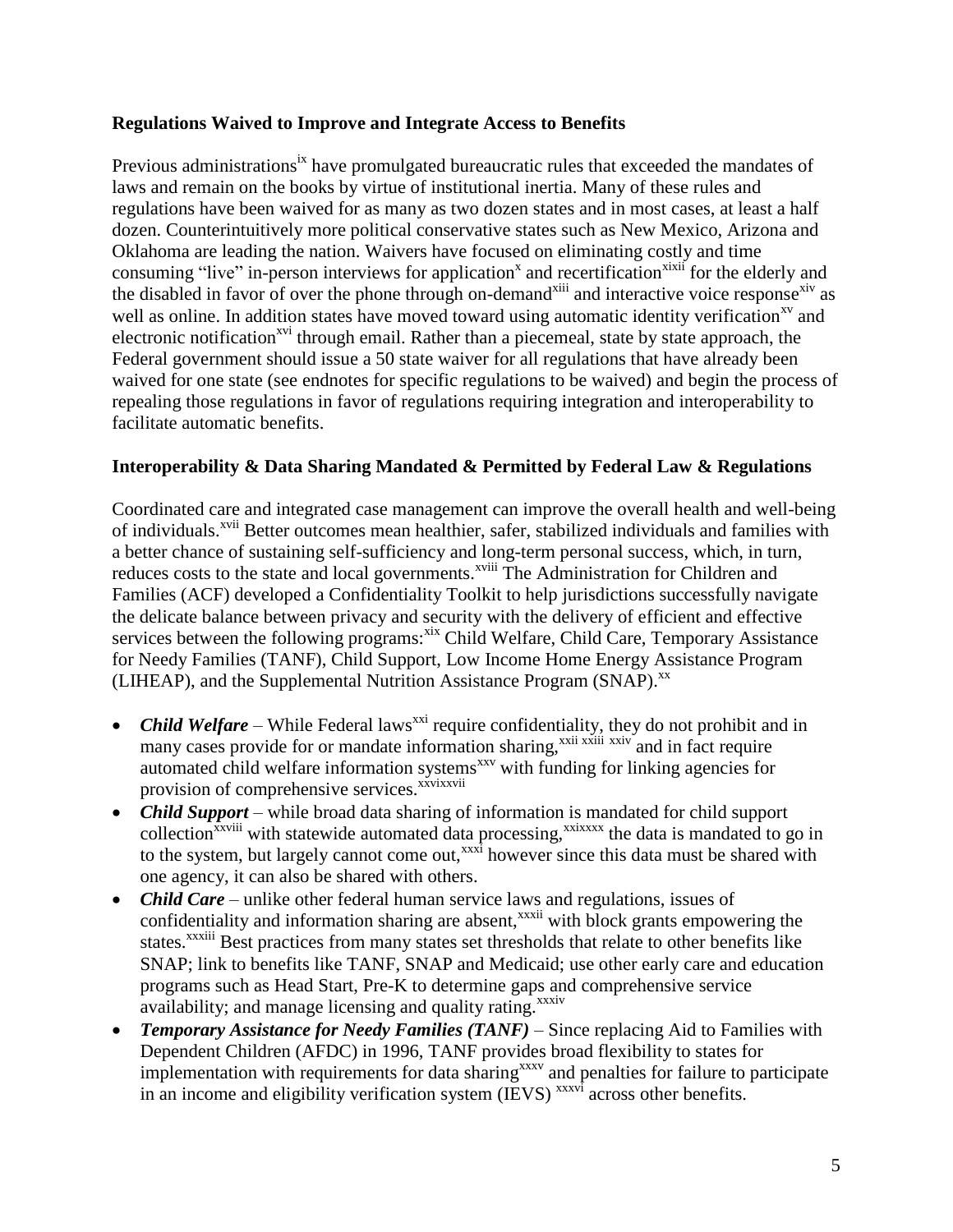**Regulations Waived to Improve and Integrate Access to Benefits**

Previous administrations[ix] have promulgated bureaucratic rules that exceeded the mandates of laws and remain on the books by virtue of institutional inertia. Many of these rules and regulations have been waived for as many as two dozen states and in most cases, at least a half dozen. Counterintuitively more political conservative states such as New Mexico, Arizona and Oklahoma are leading the nation. Waivers have focused on eliminating costly and time consuming "live" in-person interviews for application[x] and recertification[xixii] for the elderly and the disabled in favor of over the phone through on-demand[xiii] and interactive voice response[xiv] as well as online. In addition states have moved toward using automatic identity verification[xv] and electronic notification[xvi] through email. Rather than a piecemeal, state by state approach, the Federal government should issue a 50 state waiver for all regulations that have already been waived for one state (see endnotes for specific regulations to be waived) and begin the process of repealing those regulations in favor of regulations requiring integration and interoperability to facilitate automatic benefits.

**Interoperability & Data Sharing Mandated & Permitted by Federal Law & Regulations**

Coordinated care and integrated case management can improve the overall health and well-being of individuals.[xvii] Better outcomes mean healthier, safer, stabilized individuals and families with a better chance of sustaining self-sufficiency and long-term personal success, which, in turn, reduces costs to the state and local governments.[xviii] The Administration for Children and Families (ACF) developed a Confidentiality Toolkit to help jurisdictions successfully navigate the delicate balance between privacy and security with the delivery of efficient and effective services between the following programs:[xix] Child Welfare, Child Care, Temporary Assistance for Needy Families (TANF), Child Support, Low Income Home Energy Assistance Program (LIHEAP), and the Supplemental Nutrition Assistance Program (SNAP).[xx]

- ***Child Welfare*** – While Federal laws[xxi] require confidentiality, they do not prohibit and in many cases provide for or mandate information sharing,[xxii xxiii xxiv] and in fact require automated child welfare information systems[xxv] with funding for linking agencies for provision of comprehensive services.[xxvixxvii]
- ***Child Support*** – while broad data sharing of information is mandated for child support collection[xxviii] with statewide automated data processing,[xxixxxx] the data is mandated to go in to the system, but largely cannot come out,[xxxi] however since this data must be shared with one agency, it can also be shared with others.
- ***Child Care*** – unlike other federal human service laws and regulations, issues of confidentiality and information sharing are absent,[xxxii] with block grants empowering the states.[xxxiii] Best practices from many states set thresholds that relate to other benefits like SNAP; link to benefits like TANF, SNAP and Medicaid; use other early care and education programs such as Head Start, Pre-K to determine gaps and comprehensive service availability; and manage licensing and quality rating.[xxxiv]
- ***Temporary Assistance for Needy Families (TANF)*** – Since replacing Aid to Families with Dependent Children (AFDC) in 1996, TANF provides broad flexibility to states for implementation with requirements for data sharing[xxxv] and penalties for failure to participate in an income and eligibility verification system (IEVS) [xxxvi] across other benefits.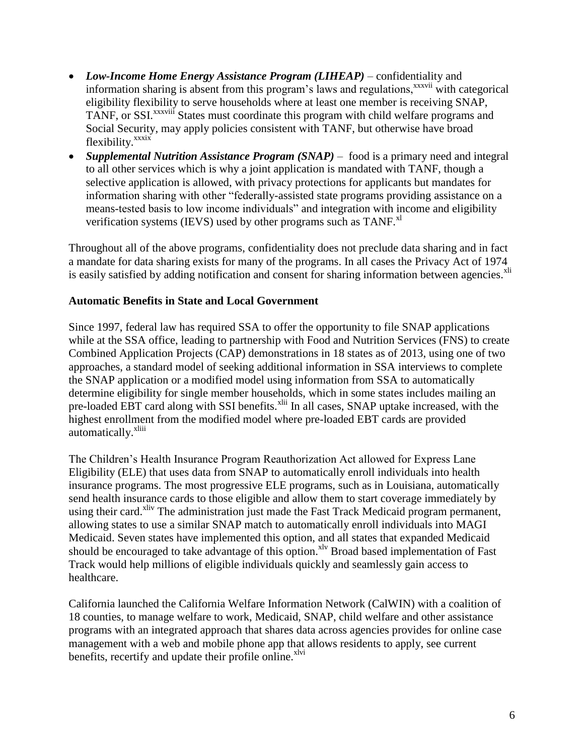- ***Low-Income Home Energy Assistance Program (LIHEAP)*** – confidentiality and information sharing is absent from this program's laws and regulations,[xxxvii] with categorical eligibility flexibility to serve households where at least one member is receiving SNAP, TANF, or SSI.[xxxviii] States must coordinate this program with child welfare programs and Social Security, may apply policies consistent with TANF, but otherwise have broad flexibility.[xxxix]
- ***Supplemental Nutrition Assistance Program (SNAP)*** – food is a primary need and integral to all other services which is why a joint application is mandated with TANF, though a selective application is allowed, with privacy protections for applicants but mandates for information sharing with other "federally-assisted state programs providing assistance on a means-tested basis to low income individuals" and integration with income and eligibility verification systems (IEVS) used by other programs such as TANF.[xl]

Throughout all of the above programs, confidentiality does not preclude data sharing and in fact a mandate for data sharing exists for many of the programs. In all cases the Privacy Act of 1974 is easily satisfied by adding notification and consent for sharing information between agencies.[xli]

**Automatic Benefits in State and Local Government**

Since 1997, federal law has required SSA to offer the opportunity to file SNAP applications while at the SSA office, leading to partnership with Food and Nutrition Services (FNS) to create Combined Application Projects (CAP) demonstrations in 18 states as of 2013, using one of two approaches, a standard model of seeking additional information in SSA interviews to complete the SNAP application or a modified model using information from SSA to automatically determine eligibility for single member households, which in some states includes mailing an pre-loaded EBT card along with SSI benefits.[xlii] In all cases, SNAP uptake increased, with the highest enrollment from the modified model where pre-loaded EBT cards are provided automatically.[xliii]

The Children's Health Insurance Program Reauthorization Act allowed for Express Lane Eligibility (ELE) that uses data from SNAP to automatically enroll individuals into health insurance programs. The most progressive ELE programs, such as in Louisiana, automatically send health insurance cards to those eligible and allow them to start coverage immediately by using their card.[xliv] The administration just made the Fast Track Medicaid program permanent, allowing states to use a similar SNAP match to automatically enroll individuals into MAGI Medicaid. Seven states have implemented this option, and all states that expanded Medicaid should be encouraged to take advantage of this option.[xlv] Broad based implementation of Fast Track would help millions of eligible individuals quickly and seamlessly gain access to healthcare.

California launched the California Welfare Information Network (CalWIN) with a coalition of 18 counties, to manage welfare to work, Medicaid, SNAP, child welfare and other assistance programs with an integrated approach that shares data across agencies provides for online case management with a web and mobile phone app that allows residents to apply, see current benefits, recertify and update their profile online.[xlvi]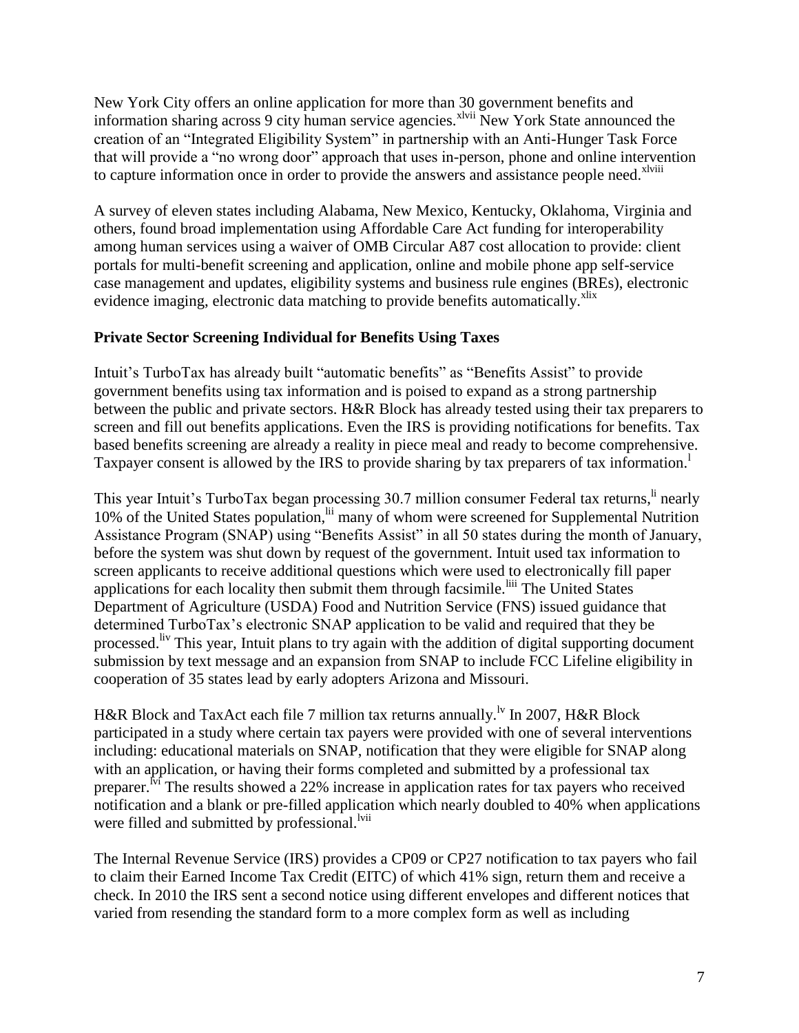New York City offers an online application for more than 30 government benefits and information sharing across 9 city human service agencies.[xlvii] New York State announced the creation of an "Integrated Eligibility System" in partnership with an Anti-Hunger Task Force that will provide a "no wrong door" approach that uses in-person, phone and online intervention to capture information once in order to provide the answers and assistance people need.[xlviii]

A survey of eleven states including Alabama, New Mexico, Kentucky, Oklahoma, Virginia and others, found broad implementation using Affordable Care Act funding for interoperability among human services using a waiver of OMB Circular A87 cost allocation to provide: client portals for multi-benefit screening and application, online and mobile phone app self-service case management and updates, eligibility systems and business rule engines (BREs), electronic evidence imaging, electronic data matching to provide benefits automatically.[xlix]

**Private Sector Screening Individual for Benefits Using Taxes**

Intuit's TurboTax has already built "automatic benefits" as "Benefits Assist" to provide government benefits using tax information and is poised to expand as a strong partnership between the public and private sectors. H&R Block has already tested using their tax preparers to screen and fill out benefits applications. Even the IRS is providing notifications for benefits. Tax based benefits screening are already a reality in piece meal and ready to become comprehensive. Taxpayer consent is allowed by the IRS to provide sharing by tax preparers of tax information.[l]

This year Intuit's TurboTax began processing 30.7 million consumer Federal tax returns,[li] nearly 10% of the United States population,[lii] many of whom were screened for Supplemental Nutrition Assistance Program (SNAP) using "Benefits Assist" in all 50 states during the month of January, before the system was shut down by request of the government. Intuit used tax information to screen applicants to receive additional questions which were used to electronically fill paper applications for each locality then submit them through facsimile.[liii] The United States Department of Agriculture (USDA) Food and Nutrition Service (FNS) issued guidance that determined TurboTax's electronic SNAP application to be valid and required that they be processed.[liv] This year, Intuit plans to try again with the addition of digital supporting document submission by text message and an expansion from SNAP to include FCC Lifeline eligibility in cooperation of 35 states lead by early adopters Arizona and Missouri.

H&R Block and TaxAct each file 7 million tax returns annually.[lv] In 2007, H&R Block participated in a study where certain tax payers were provided with one of several interventions including: educational materials on SNAP, notification that they were eligible for SNAP along with an application, or having their forms completed and submitted by a professional tax preparer.[lvi] The results showed a 22% increase in application rates for tax payers who received notification and a blank or pre-filled application which nearly doubled to 40% when applications were filled and submitted by professional.[lvii]

The Internal Revenue Service (IRS) provides a CP09 or CP27 notification to tax payers who fail to claim their Earned Income Tax Credit (EITC) of which 41% sign, return them and receive a check. In 2010 the IRS sent a second notice using different envelopes and different notices that varied from resending the standard form to a more complex form as well as including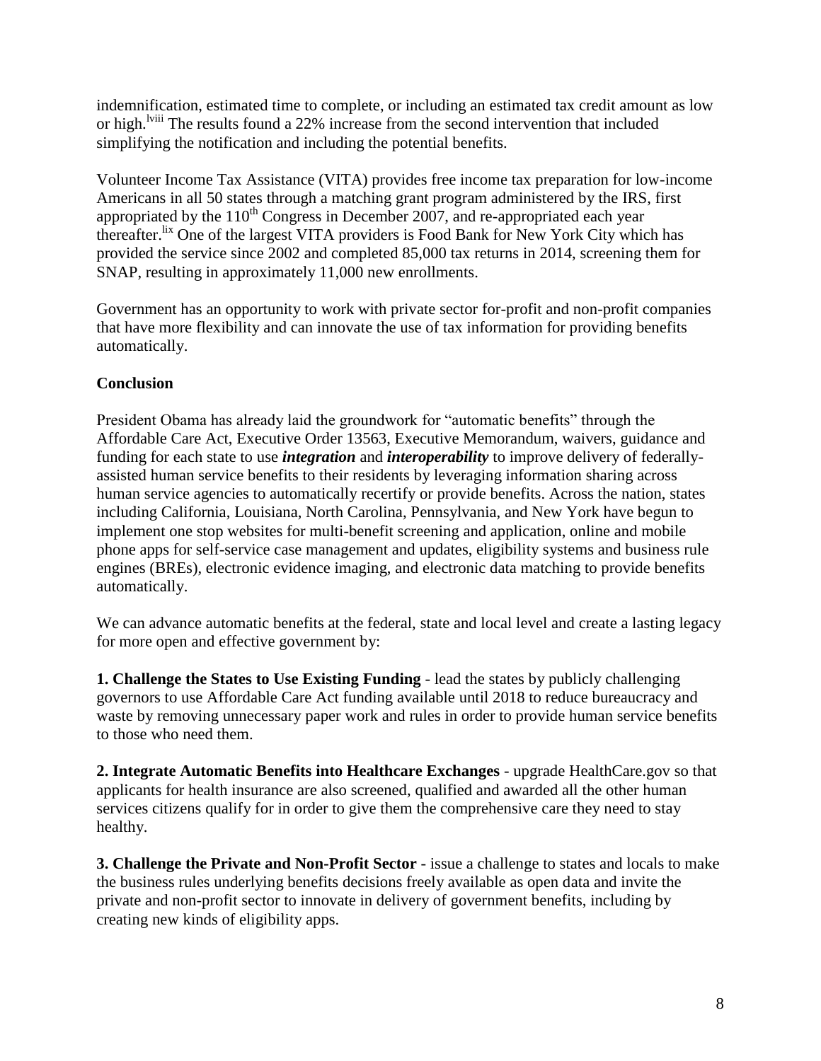indemnification, estimated time to complete, or including an estimated tax credit amount as low or high.[lviii] The results found a 22% increase from the second intervention that included simplifying the notification and including the potential benefits.

Volunteer Income Tax Assistance (VITA) provides free income tax preparation for low-income Americans in all 50 states through a matching grant program administered by the IRS, first appropriated by the 110th Congress in December 2007, and re-appropriated each year thereafter.[lix] One of the largest VITA providers is Food Bank for New York City which has provided the service since 2002 and completed 85,000 tax returns in 2014, screening them for SNAP, resulting in approximately 11,000 new enrollments.

Government has an opportunity to work with private sector for-profit and non-profit companies that have more flexibility and can innovate the use of tax information for providing benefits automatically.

**Conclusion**

President Obama has already laid the groundwork for "automatic benefits" through the Affordable Care Act, Executive Order 13563, Executive Memorandum, waivers, guidance and funding for each state to use ***integration*** and ***interoperability*** to improve delivery of federally-assisted human service benefits to their residents by leveraging information sharing across human service agencies to automatically recertify or provide benefits. Across the nation, states including California, Louisiana, North Carolina, Pennsylvania, and New York have begun to implement one stop websites for multi-benefit screening and application, online and mobile phone apps for self-service case management and updates, eligibility systems and business rule engines (BREs), electronic evidence imaging, and electronic data matching to provide benefits automatically.

We can advance automatic benefits at the federal, state and local level and create a lasting legacy for more open and effective government by:

**1. Challenge the States to Use Existing Funding** - lead the states by publicly challenging governors to use Affordable Care Act funding available until 2018 to reduce bureaucracy and waste by removing unnecessary paper work and rules in order to provide human service benefits to those who need them.

**2. Integrate Automatic Benefits into Healthcare Exchanges** - upgrade HealthCare.gov so that applicants for health insurance are also screened, qualified and awarded all the other human services citizens qualify for in order to give them the comprehensive care they need to stay healthy.

**3. Challenge the Private and Non-Profit Sector** - issue a challenge to states and locals to make the business rules underlying benefits decisions freely available as open data and invite the private and non-profit sector to innovate in delivery of government benefits, including by creating new kinds of eligibility apps.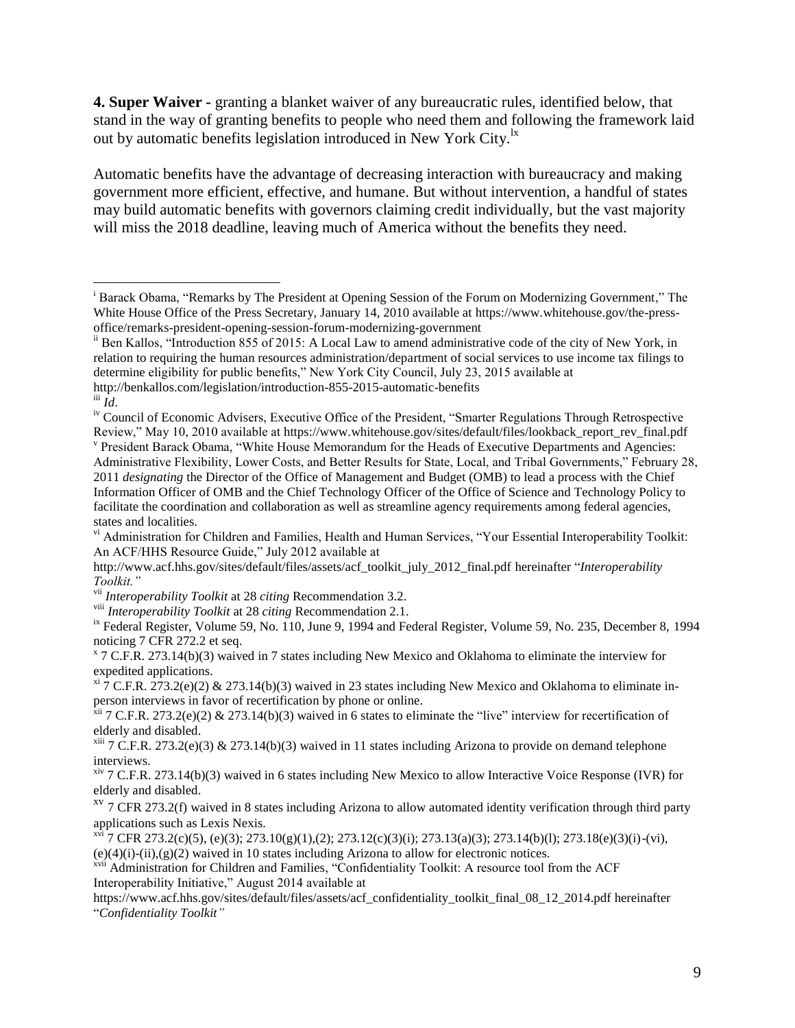**4. Super Waiver -** granting a blanket waiver of any bureaucratic rules, identified below, that stand in the way of granting benefits to people who need them and following the framework laid out by automatic benefits legislation introduced in New York City.[lx]

Automatic benefits have the advantage of decreasing interaction with bureaucracy and making government more efficient, effective, and humane. But without intervention, a handful of states may build automatic benefits with governors claiming credit individually, but the vast majority will miss the 2018 deadline, leaving much of America without the benefits they need.

---

[i] Barack Obama, "Remarks by The President at Opening Session of the Forum on Modernizing Government," The White House Office of the Press Secretary, January 14, 2010 available at https://www.whitehouse.gov/the-press-office/remarks-president-opening-session-forum-modernizing-government

[ii] Ben Kallos, "Introduction 855 of 2015: A Local Law to amend administrative code of the city of New York, in relation to requiring the human resources administration/department of social services to use income tax filings to determine eligibility for public benefits," New York City Council, July 23, 2015 available at http://benkallos.com/legislation/introduction-855-2015-automatic-benefits

[iii] *Id*.

[iv] Council of Economic Advisers, Executive Office of the President, "Smarter Regulations Through Retrospective Review," May 10, 2010 available at https://www.whitehouse.gov/sites/default/files/lookback_report_rev_final.pdf

[v] President Barack Obama, "White House Memorandum for the Heads of Executive Departments and Agencies: Administrative Flexibility, Lower Costs, and Better Results for State, Local, and Tribal Governments," February 28, 2011 *designating* the Director of the Office of Management and Budget (OMB) to lead a process with the Chief Information Officer of OMB and the Chief Technology Officer of the Office of Science and Technology Policy to facilitate the coordination and collaboration as well as streamline agency requirements among federal agencies, states and localities.

[vi] Administration for Children and Families, Health and Human Services, "Your Essential Interoperability Toolkit: An ACF/HHS Resource Guide," July 2012 available at http://www.acf.hhs.gov/sites/default/files/assets/acf_toolkit_july_2012_final.pdf hereinafter "*Interoperability Toolkit.*"

[vii] *Interoperability Toolkit* at 28 *citing* Recommendation 3.2.

[viii] *Interoperability Toolkit* at 28 *citing* Recommendation 2.1.

[ix] Federal Register, Volume 59, No. 110, June 9, 1994 and Federal Register, Volume 59, No. 235, December 8, 1994 noticing 7 CFR 272.2 et seq.

[x] 7 C.F.R. 273.14(b)(3) waived in 7 states including New Mexico and Oklahoma to eliminate the interview for expedited applications.

[xi] 7 C.F.R. 273.2(e)(2) & 273.14(b)(3) waived in 23 states including New Mexico and Oklahoma to eliminate in-person interviews in favor of recertification by phone or online.

[xii] 7 C.F.R. 273.2(e)(2) & 273.14(b)(3) waived in 6 states to eliminate the "live" interview for recertification of elderly and disabled.

[xiii] 7 C.F.R. 273.2(e)(3) & 273.14(b)(3) waived in 11 states including Arizona to provide on demand telephone interviews.

[xiv] 7 C.F.R. 273.14(b)(3) waived in 6 states including New Mexico to allow Interactive Voice Response (IVR) for elderly and disabled.

[xv] 7 CFR 273.2(f) waived in 8 states including Arizona to allow automated identity verification through third party applications such as Lexis Nexis.

[xvi] 7 CFR 273.2(c)(5), (e)(3); 273.10(g)(1),(2); 273.12(c)(3)(i); 273.13(a)(3); 273.14(b)(l); 273.18(e)(3)(i)-(vi), (e)(4)(i)-(ii),(g)(2) waived in 10 states including Arizona to allow for electronic notices.

[xvii] Administration for Children and Families, "Confidentiality Toolkit: A resource tool from the ACF Interoperability Initiative," August 2014 available at https://www.acf.hhs.gov/sites/default/files/assets/acf_confidentiality_toolkit_final_08_12_2014.pdf hereinafter "*Confidentiality Toolkit"*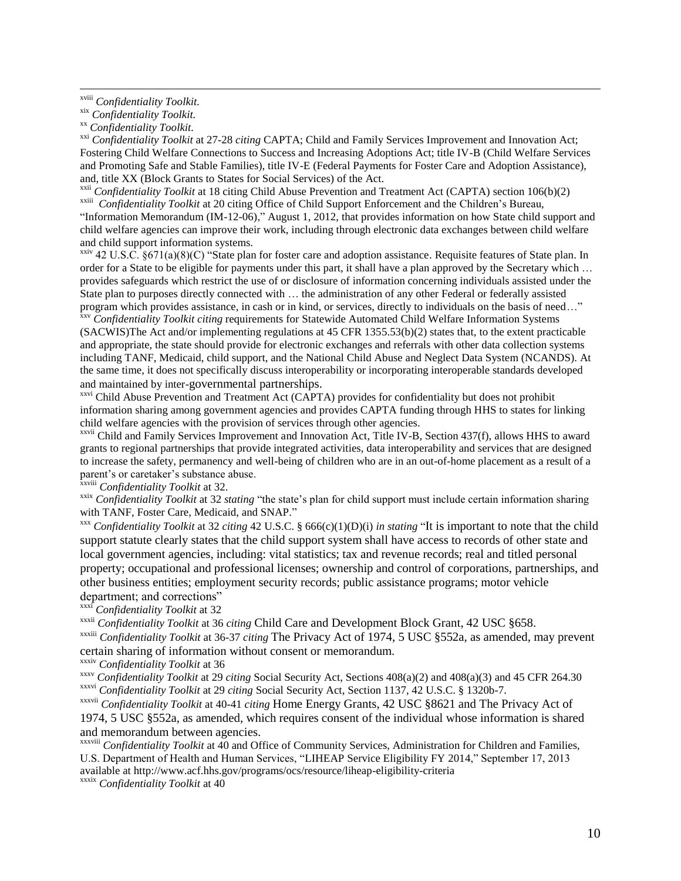[xviii] *Confidentiality Toolkit.*

[xix] *Confidentiality Toolkit.*

[xx] *Confidentiality Toolkit.*

[xxi] *Confidentiality Toolkit* at 27-28 *citing* CAPTA; Child and Family Services Improvement and Innovation Act; Fostering Child Welfare Connections to Success and Increasing Adoptions Act; title IV-B (Child Welfare Services and Promoting Safe and Stable Families), title IV-E (Federal Payments for Foster Care and Adoption Assistance), and, title XX (Block Grants to States for Social Services) of the Act.

[xxii] *Confidentiality Toolkit* at 18 citing Child Abuse Prevention and Treatment Act (CAPTA) section 106(b)(2)

[xxiii] *Confidentiality Toolkit* at 20 citing Office of Child Support Enforcement and the Children's Bureau, "Information Memorandum (IM-12-06)," August 1, 2012, that provides information on how State child support and child welfare agencies can improve their work, including through electronic data exchanges between child welfare and child support information systems.

[xxiv] 42 U.S.C. §671(a)(8)(C) "State plan for foster care and adoption assistance. Requisite features of State plan. In order for a State to be eligible for payments under this part, it shall have a plan approved by the Secretary which … provides safeguards which restrict the use of or disclosure of information concerning individuals assisted under the State plan to purposes directly connected with … the administration of any other Federal or federally assisted program which provides assistance, in cash or in kind, or services, directly to individuals on the basis of need…"

[xxv] *Confidentiality Toolkit citing* requirements for Statewide Automated Child Welfare Information Systems (SACWIS)The Act and/or implementing regulations at 45 CFR 1355.53(b)(2) states that, to the extent practicable and appropriate, the state should provide for electronic exchanges and referrals with other data collection systems including TANF, Medicaid, child support, and the National Child Abuse and Neglect Data System (NCANDS). At the same time, it does not specifically discuss interoperability or incorporating interoperable standards developed and maintained by inter-governmental partnerships.

[xxvi] Child Abuse Prevention and Treatment Act (CAPTA) provides for confidentiality but does not prohibit information sharing among government agencies and provides CAPTA funding through HHS to states for linking child welfare agencies with the provision of services through other agencies.

[xxvii] Child and Family Services Improvement and Innovation Act, Title IV-B, Section 437(f), allows HHS to award grants to regional partnerships that provide integrated activities, data interoperability and services that are designed to increase the safety, permanency and well-being of children who are in an out-of-home placement as a result of a parent's or caretaker's substance abuse.

[xxviii] *Confidentiality Toolkit* at 32.

[xxix] *Confidentiality Toolkit* at 32 *stating* "the state's plan for child support must include certain information sharing with TANF, Foster Care, Medicaid, and SNAP."

[xxx] *Confidentiality Toolkit* at 32 *citing* 42 U.S.C. § 666(c)(1)(D)(i) *in stating* "It is important to note that the child support statute clearly states that the child support system shall have access to records of other state and local government agencies, including: vital statistics; tax and revenue records; real and titled personal property; occupational and professional licenses; ownership and control of corporations, partnerships, and other business entities; employment security records; public assistance programs; motor vehicle department; and corrections"

[xxxi] *Confidentiality Toolkit* at 32

[xxxii] *Confidentiality Toolkit* at 36 *citing* Child Care and Development Block Grant, 42 USC §658.

[xxxiii] *Confidentiality Toolkit* at 36-37 *citing* The Privacy Act of 1974, 5 USC §552a, as amended, may prevent certain sharing of information without consent or memorandum.

[xxxiv] *Confidentiality Toolkit* at 36

[xxxv] *Confidentiality Toolkit* at 29 *citing* Social Security Act, Sections 408(a)(2) and 408(a)(3) and 45 CFR 264.30

[xxxvi] *Confidentiality Toolkit* at 29 *citing* Social Security Act, Section 1137, 42 U.S.C. § 1320b-7.

[xxxvii] *Confidentiality Toolkit* at 40-41 *citing* Home Energy Grants, 42 USC §8621 and The Privacy Act of 1974, 5 USC §552a, as amended, which requires consent of the individual whose information is shared and memorandum between agencies.

[xxxviii] *Confidentiality Toolkit* at 40 and Office of Community Services, Administration for Children and Families, U.S. Department of Health and Human Services, "LIHEAP Service Eligibility FY 2014," September 17, 2013 available at http://www.acf.hhs.gov/programs/ocs/resource/liheap-eligibility-criteria

[xxxix] *Confidentiality Toolkit* at 40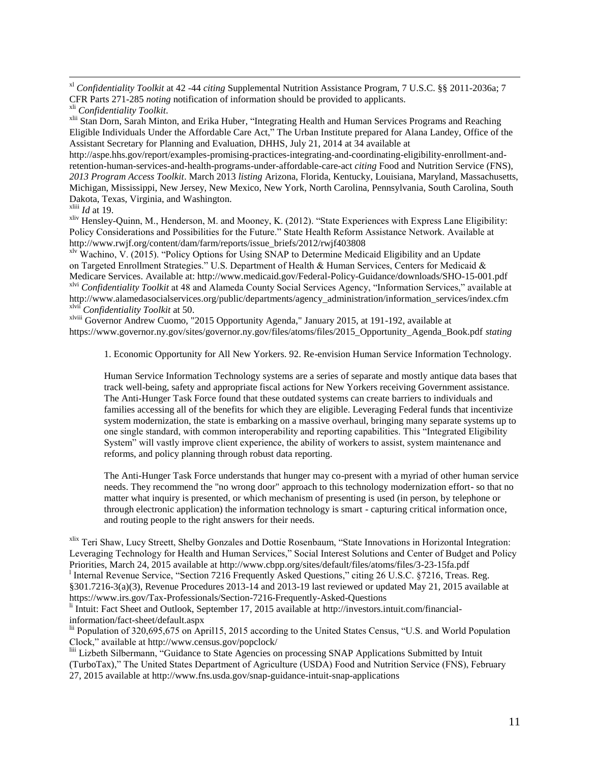[xl] *Confidentiality Toolkit* at 42 -44 *citing* Supplemental Nutrition Assistance Program, 7 U.S.C. §§ 2011-2036a; 7 CFR Parts 271-285 *noting* notification of information should be provided to applicants.

[xli] *Confidentiality Toolkit*.

[xlii] Stan Dorn, Sarah Minton, and Erika Huber, "Integrating Health and Human Services Programs and Reaching Eligible Individuals Under the Affordable Care Act," The Urban Institute prepared for Alana Landey, Office of the Assistant Secretary for Planning and Evaluation, DHHS, July 21, 2014 at 34 available at http://aspe.hhs.gov/report/examples-promising-practices-integrating-and-coordinating-eligibility-enrollment-and-retention-human-services-and-health-programs-under-affordable-care-act *citing* Food and Nutrition Service (FNS), *2013 Program Access Toolkit*. March 2013 *listing* Arizona, Florida, Kentucky, Louisiana, Maryland, Massachusetts, Michigan, Mississippi, New Jersey, New Mexico, New York, North Carolina, Pennsylvania, South Carolina, South Dakota, Texas, Virginia, and Washington.

[xliii] *Id* at 19.

[xliv] Hensley-Quinn, M., Henderson, M. and Mooney, K. (2012). "State Experiences with Express Lane Eligibility: Policy Considerations and Possibilities for the Future." State Health Reform Assistance Network. Available at http://www.rwjf.org/content/dam/farm/reports/issue_briefs/2012/rwjf403808

[xlv] Wachino, V. (2015). "Policy Options for Using SNAP to Determine Medicaid Eligibility and an Update on Targeted Enrollment Strategies." U.S. Department of Health & Human Services, Centers for Medicaid & Medicare Services. Available at: http://www.medicaid.gov/Federal-Policy-Guidance/downloads/SHO-15-001.pdf

[xlvi] *Confidentiality Toolkit* at 48 and Alameda County Social Services Agency, "Information Services," available at http://www.alamedasocialservices.org/public/departments/agency_administration/information_services/index.cfm

[xlvii] *Confidentiality Toolkit* at 50.

[xlviii] Governor Andrew Cuomo, "2015 Opportunity Agenda," January 2015, at 191-192, available at https://www.governor.ny.gov/sites/governor.ny.gov/files/atoms/files/2015_Opportunity_Agenda_Book.pdf *stating*

> 1. Economic Opportunity for All New Yorkers. 92. Re-envision Human Service Information Technology.
>
> Human Service Information Technology systems are a series of separate and mostly antique data bases that track well-being, safety and appropriate fiscal actions for New Yorkers receiving Government assistance. The Anti-Hunger Task Force found that these outdated systems can create barriers to individuals and families accessing all of the benefits for which they are eligible. Leveraging Federal funds that incentivize system modernization, the state is embarking on a massive overhaul, bringing many separate systems up to one single standard, with common interoperability and reporting capabilities. This "Integrated Eligibility System" will vastly improve client experience, the ability of workers to assist, system maintenance and reforms, and policy planning through robust data reporting.
>
> The Anti-Hunger Task Force understands that hunger may co-present with a myriad of other human service needs. They recommend the "no wrong door" approach to this technology modernization effort- so that no matter what inquiry is presented, or which mechanism of presenting is used (in person, by telephone or through electronic application) the information technology is smart - capturing critical information once, and routing people to the right answers for their needs.

[xlix] Teri Shaw, Lucy Streett, Shelby Gonzales and Dottie Rosenbaum, "State Innovations in Horizontal Integration: Leveraging Technology for Health and Human Services," Social Interest Solutions and Center of Budget and Policy Priorities, March 24, 2015 available at http://www.cbpp.org/sites/default/files/atoms/files/3-23-15fa.pdf

[l] Internal Revenue Service, "Section 7216 Frequently Asked Questions," citing 26 U.S.C. §7216, Treas. Reg. §301.7216-3(a)(3), Revenue Procedures 2013-14 and 2013-19 last reviewed or updated May 21, 2015 available at https://www.irs.gov/Tax-Professionals/Section-7216-Frequently-Asked-Questions

[li] Intuit: Fact Sheet and Outlook, September 17, 2015 available at http://investors.intuit.com/financial-information/fact-sheet/default.aspx

[lii] Population of 320,695,675 on April15, 2015 according to the United States Census, "U.S. and World Population Clock," available at http://www.census.gov/popclock/

[liii] Lizbeth Silbermann, "Guidance to State Agencies on processing SNAP Applications Submitted by Intuit (TurboTax)," The United States Department of Agriculture (USDA) Food and Nutrition Service (FNS), February 27, 2015 available at http://www.fns.usda.gov/snap-guidance-intuit-snap-applications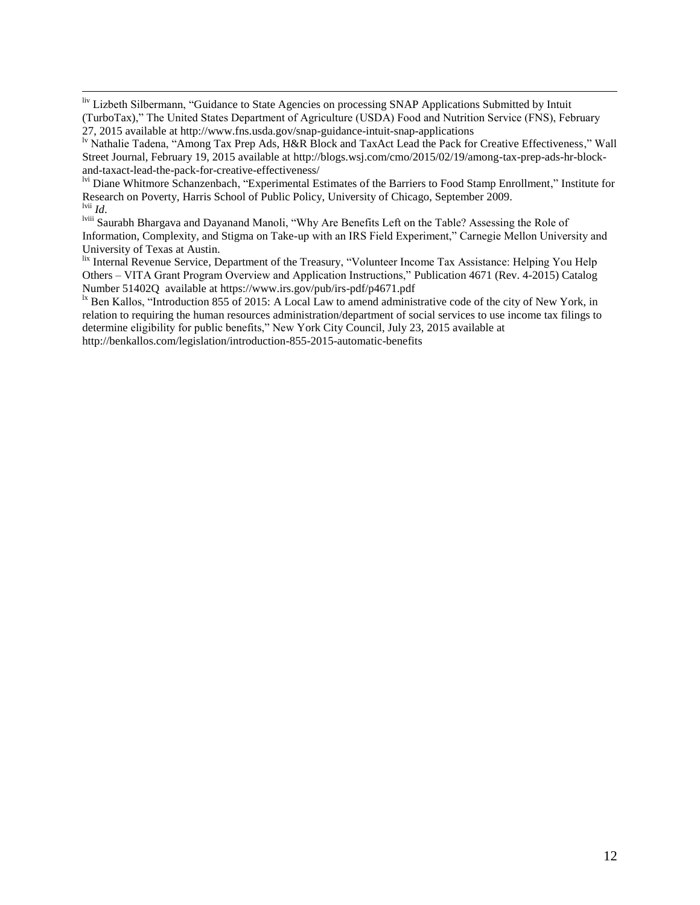[liv] Lizbeth Silbermann, "Guidance to State Agencies on processing SNAP Applications Submitted by Intuit (TurboTax)," The United States Department of Agriculture (USDA) Food and Nutrition Service (FNS), February 27, 2015 available at http://www.fns.usda.gov/snap-guidance-intuit-snap-applications

[lv] Nathalie Tadena, "Among Tax Prep Ads, H&R Block and TaxAct Lead the Pack for Creative Effectiveness," Wall Street Journal, February 19, 2015 available at http://blogs.wsj.com/cmo/2015/02/19/among-tax-prep-ads-hr-block-and-taxact-lead-the-pack-for-creative-effectiveness/

[lvi] Diane Whitmore Schanzenbach, "Experimental Estimates of the Barriers to Food Stamp Enrollment," Institute for Research on Poverty, Harris School of Public Policy, University of Chicago, September 2009.

[lvii] *Id*.

[lviii] Saurabh Bhargava and Dayanand Manoli, "Why Are Benefits Left on the Table? Assessing the Role of Information, Complexity, and Stigma on Take-up with an IRS Field Experiment," Carnegie Mellon University and University of Texas at Austin.

[lix] Internal Revenue Service, Department of the Treasury, "Volunteer Income Tax Assistance: Helping You Help Others – VITA Grant Program Overview and Application Instructions," Publication 4671 (Rev. 4-2015) Catalog Number 51402Q available at https://www.irs.gov/pub/irs-pdf/p4671.pdf

[lx] Ben Kallos, "Introduction 855 of 2015: A Local Law to amend administrative code of the city of New York, in relation to requiring the human resources administration/department of social services to use income tax filings to determine eligibility for public benefits," New York City Council, July 23, 2015 available at http://benkallos.com/legislation/introduction-855-2015-automatic-benefits